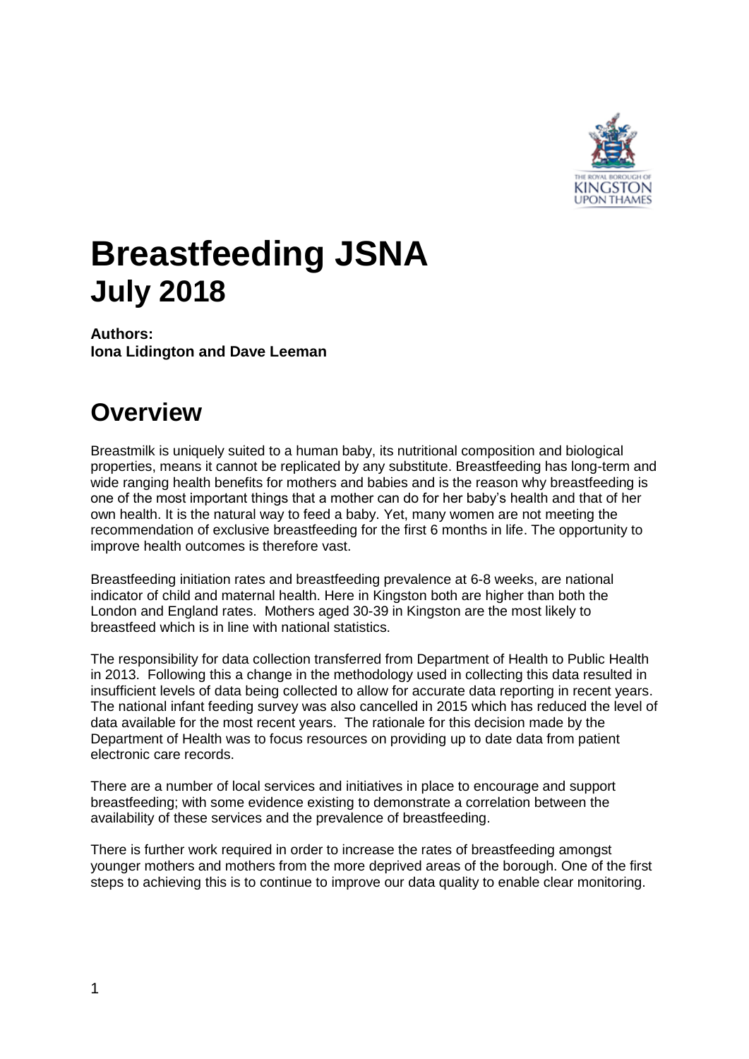# Breastfeeding JSNA
# July 2018

**Authors:**
**Iona Lidington and Dave Leeman**

## Overview

Breastmilk is uniquely suited to a human baby, its nutritional composition and biological properties, means it cannot be replicated by any substitute. Breastfeeding has long-term and wide ranging health benefits for mothers and babies and is the reason why breastfeeding is one of the most important things that a mother can do for her baby's health and that of her own health. It is the natural way to feed a baby. Yet, many women are not meeting the recommendation of exclusive breastfeeding for the first 6 months in life. The opportunity to improve health outcomes is therefore vast.

Breastfeeding initiation rates and breastfeeding prevalence at 6-8 weeks, are national indicator of child and maternal health. Here in Kingston both are higher than both the London and England rates. Mothers aged 30-39 in Kingston are the most likely to breastfeed which is in line with national statistics.

The responsibility for data collection transferred from Department of Health to Public Health in 2013. Following this a change in the methodology used in collecting this data resulted in insufficient levels of data being collected to allow for accurate data reporting in recent years. The national infant feeding survey was also cancelled in 2015 which has reduced the level of data available for the most recent years. The rationale for this decision made by the Department of Health was to focus resources on providing up to date data from patient electronic care records.

There are a number of local services and initiatives in place to encourage and support breastfeeding; with some evidence existing to demonstrate a correlation between the availability of these services and the prevalence of breastfeeding.

There is further work required in order to increase the rates of breastfeeding amongst younger mothers and mothers from the more deprived areas of the borough. One of the first steps to achieving this is to continue to improve our data quality to enable clear monitoring.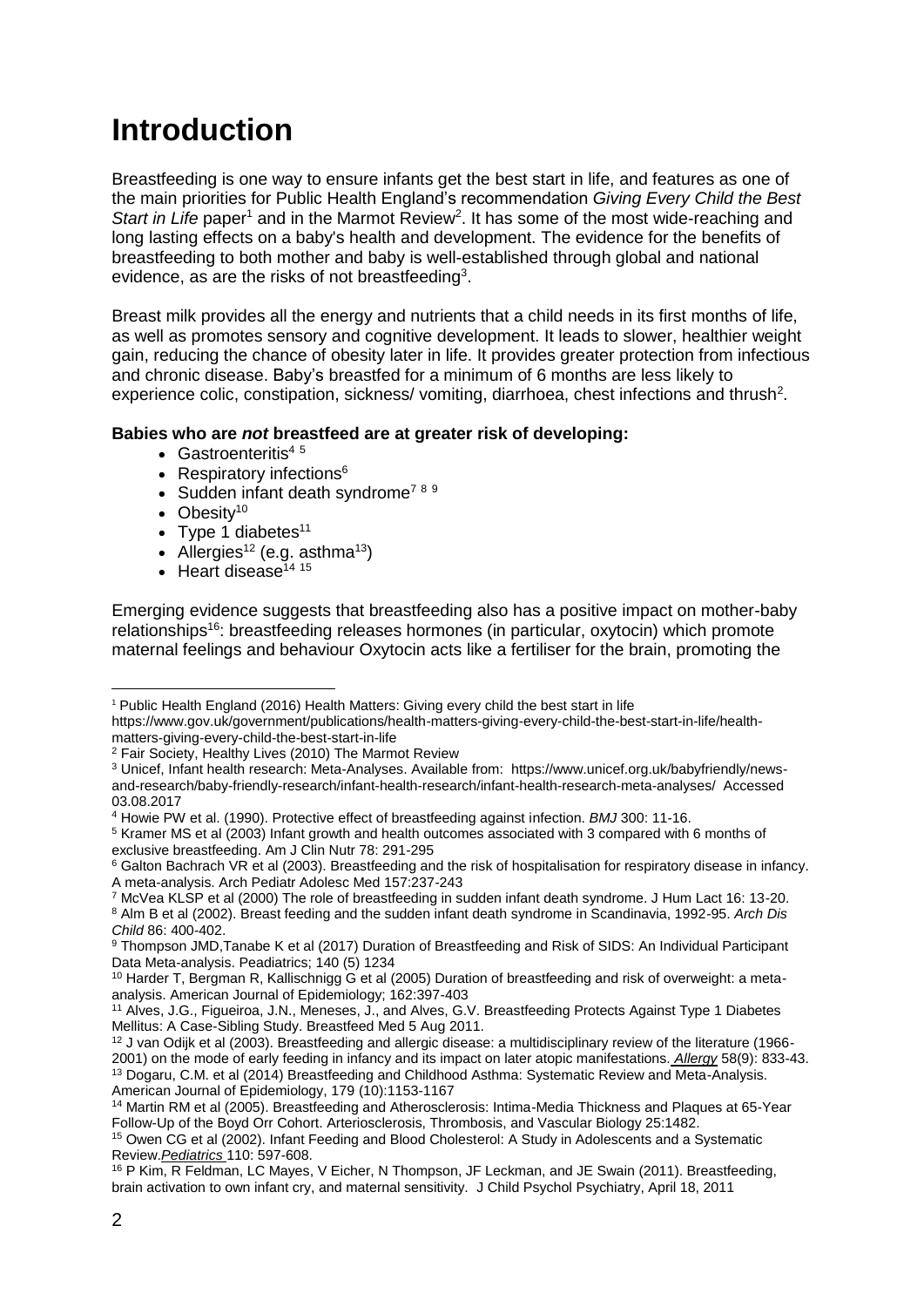# Introduction

Breastfeeding is one way to ensure infants get the best start in life, and features as one of the main priorities for Public Health England's recommendation *Giving Every Child the Best Start in Life* paper[1] and in the Marmot Review[2]. It has some of the most wide-reaching and long lasting effects on a baby's health and development. The evidence for the benefits of breastfeeding to both mother and baby is well-established through global and national evidence, as are the risks of not breastfeeding[3].

Breast milk provides all the energy and nutrients that a child needs in its first months of life, as well as promotes sensory and cognitive development. It leads to slower, healthier weight gain, reducing the chance of obesity later in life. It provides greater protection from infectious and chronic disease. Baby's breastfed for a minimum of 6 months are less likely to experience colic, constipation, sickness/ vomiting, diarrhoea, chest infections and thrush[2].

**Babies who are *not* breastfeed are at greater risk of developing:**

- Gastroenteritis[4 5]
- Respiratory infections[6]
- Sudden infant death syndrome[7 8 9]
- Obesity[10]
- Type 1 diabetes[11]
- Allergies[12] (e.g. asthma[13])
- Heart disease[14 15]

Emerging evidence suggests that breastfeeding also has a positive impact on mother-baby relationships[16]: breastfeeding releases hormones (in particular, oxytocin) which promote maternal feelings and behaviour Oxytocin acts like a fertiliser for the brain, promoting the

---

[1] Public Health England (2016) Health Matters: Giving every child the best start in life https://www.gov.uk/government/publications/health-matters-giving-every-child-the-best-start-in-life/health-matters-giving-every-child-the-best-start-in-life

[2] Fair Society, Healthy Lives (2010) The Marmot Review

[3] Unicef, Infant health research: Meta-Analyses. Available from: https://www.unicef.org.uk/babyfriendly/news-and-research/baby-friendly-research/infant-health-research/infant-health-research-meta-analyses/ Accessed 03.08.2017

[4] Howie PW et al. (1990). Protective effect of breastfeeding against infection. *BMJ* 300: 11-16.

[5] Kramer MS et al (2003) Infant growth and health outcomes associated with 3 compared with 6 months of exclusive breastfeeding. Am J Clin Nutr 78: 291-295

[6] Galton Bachrach VR et al (2003). Breastfeeding and the risk of hospitalisation for respiratory disease in infancy. A meta-analysis. Arch Pediatr Adolesc Med 157:237-243

[7] McVea KLSP et al (2000) The role of breastfeeding in sudden infant death syndrome. J Hum Lact 16: 13-20.

[8] Alm B et al (2002). Breast feeding and the sudden infant death syndrome in Scandinavia, 1992-95. *Arch Dis Child* 86: 400-402.

[9] Thompson JMD,Tanabe K et al (2017) Duration of Breastfeeding and Risk of SIDS: An Individual Participant Data Meta-analysis. Peadiatrics; 140 (5) 1234

[10] Harder T, Bergman R, Kallischnigg G et al (2005) Duration of breastfeeding and risk of overweight: a meta-analysis. American Journal of Epidemiology; 162:397-403

[11] Alves, J.G., Figueiroa, J.N., Meneses, J., and Alves, G.V. Breastfeeding Protects Against Type 1 Diabetes Mellitus: A Case-Sibling Study. Breastfeed Med 5 Aug 2011.

[12] J van Odijk et al (2003). Breastfeeding and allergic disease: a multidisciplinary review of the literature (1966-2001) on the mode of early feeding in infancy and its impact on later atopic manifestations. *Allergy* 58(9): 833-43.

[13] Dogaru, C.M. et al (2014) Breastfeeding and Childhood Asthma: Systematic Review and Meta-Analysis. American Journal of Epidemiology, 179 (10):1153-1167

[14] Martin RM et al (2005). Breastfeeding and Atherosclerosis: Intima-Media Thickness and Plaques at 65-Year Follow-Up of the Boyd Orr Cohort. Arteriosclerosis, Thrombosis, and Vascular Biology 25:1482.

[15] Owen CG et al (2002). Infant Feeding and Blood Cholesterol: A Study in Adolescents and a Systematic Review.*Pediatrics* 110: 597-608.

[16] P Kim, R Feldman, LC Mayes, V Eicher, N Thompson, JF Leckman, and JE Swain (2011). Breastfeeding, brain activation to own infant cry, and maternal sensitivity. J Child Psychol Psychiatry, April 18, 2011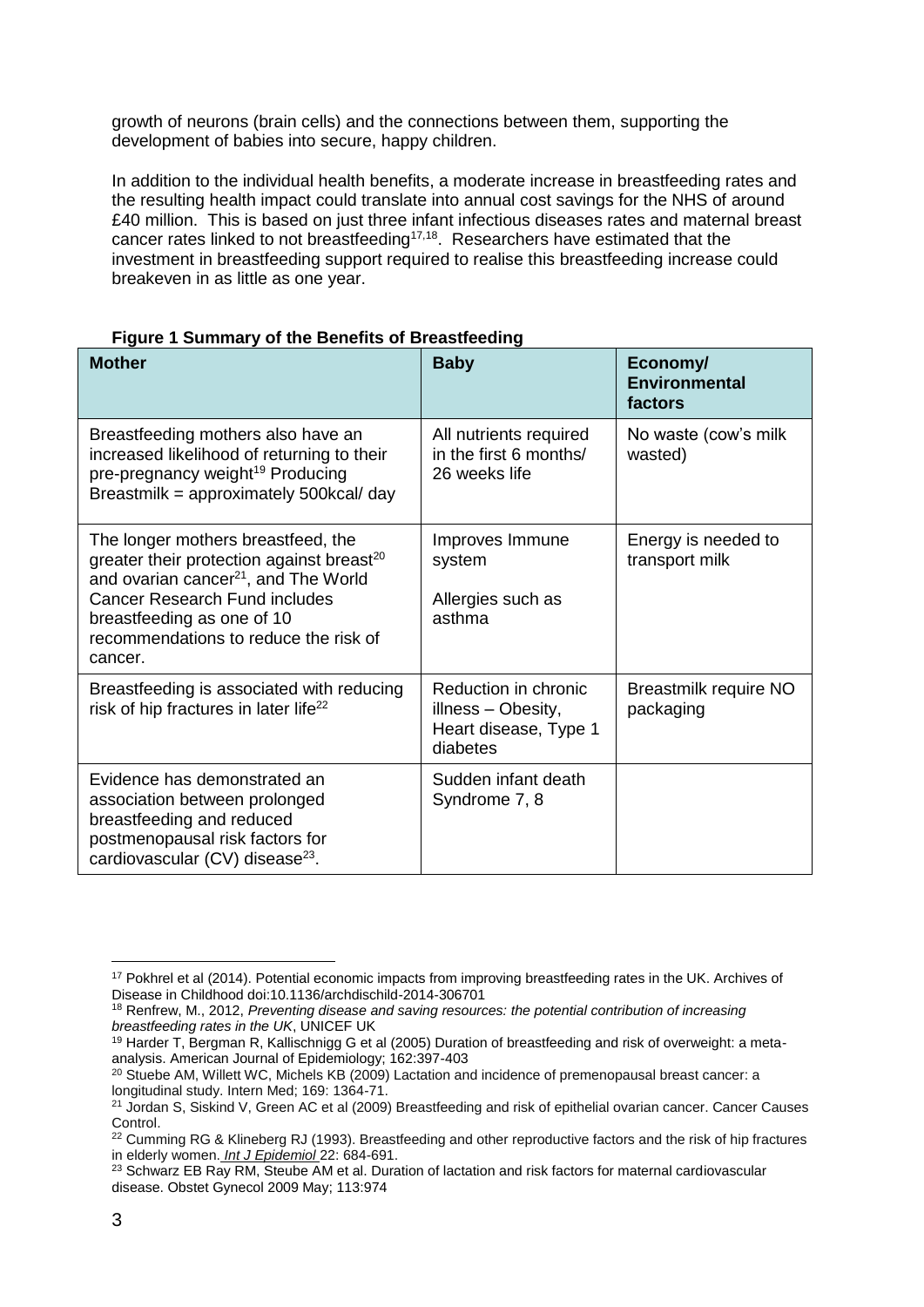growth of neurons (brain cells) and the connections between them, supporting the development of babies into secure, happy children.

In addition to the individual health benefits, a moderate increase in breastfeeding rates and the resulting health impact could translate into annual cost savings for the NHS of around £40 million. This is based on just three infant infectious diseases rates and maternal breast cancer rates linked to not breastfeeding[17,18]. Researchers have estimated that the investment in breastfeeding support required to realise this breastfeeding increase could breakeven in as little as one year.

**Figure 1 Summary of the Benefits of Breastfeeding**

| Mother | Baby | Economy/ Environmental factors |
|---|---|---|
| Breastfeeding mothers also have an increased likelihood of returning to their pre-pregnancy weight[19] Producing Breastmilk = approximately 500kcal/ day | All nutrients required in the first 6 months/ 26 weeks life | No waste (cow's milk wasted) |
| The longer mothers breastfeed, the greater their protection against breast[20] and ovarian cancer[21], and The World Cancer Research Fund includes breastfeeding as one of 10 recommendations to reduce the risk of cancer. | Improves Immune system<br><br>Allergies such as asthma | Energy is needed to transport milk |
| Breastfeeding is associated with reducing risk of hip fractures in later life[22] | Reduction in chronic illness – Obesity, Heart disease, Type 1 diabetes | Breastmilk require NO packaging |
| Evidence has demonstrated an association between prolonged breastfeeding and reduced postmenopausal risk factors for cardiovascular (CV) disease[23]. | Sudden infant death Syndrome 7, 8 | |

---

[17] Pokhrel et al (2014). Potential economic impacts from improving breastfeeding rates in the UK. Archives of Disease in Childhood doi:10.1136/archdischild-2014-306701

[18] Renfrew, M., 2012, *Preventing disease and saving resources: the potential contribution of increasing breastfeeding rates in the UK*, UNICEF UK

[19] Harder T, Bergman R, Kallischnigg G et al (2005) Duration of breastfeeding and risk of overweight: a meta-analysis. American Journal of Epidemiology; 162:397-403

[20] Stuebe AM, Willett WC, Michels KB (2009) Lactation and incidence of premenopausal breast cancer: a longitudinal study. Intern Med; 169: 1364-71.

[21] Jordan S, Siskind V, Green AC et al (2009) Breastfeeding and risk of epithelial ovarian cancer. Cancer Causes Control.

[22] Cumming RG & Klineberg RJ (1993). Breastfeeding and other reproductive factors and the risk of hip fractures in elderly women. *Int J Epidemiol* 22: 684-691.

[23] Schwarz EB Ray RM, Steube AM et al. Duration of lactation and risk factors for maternal cardiovascular disease. Obstet Gynecol 2009 May; 113:974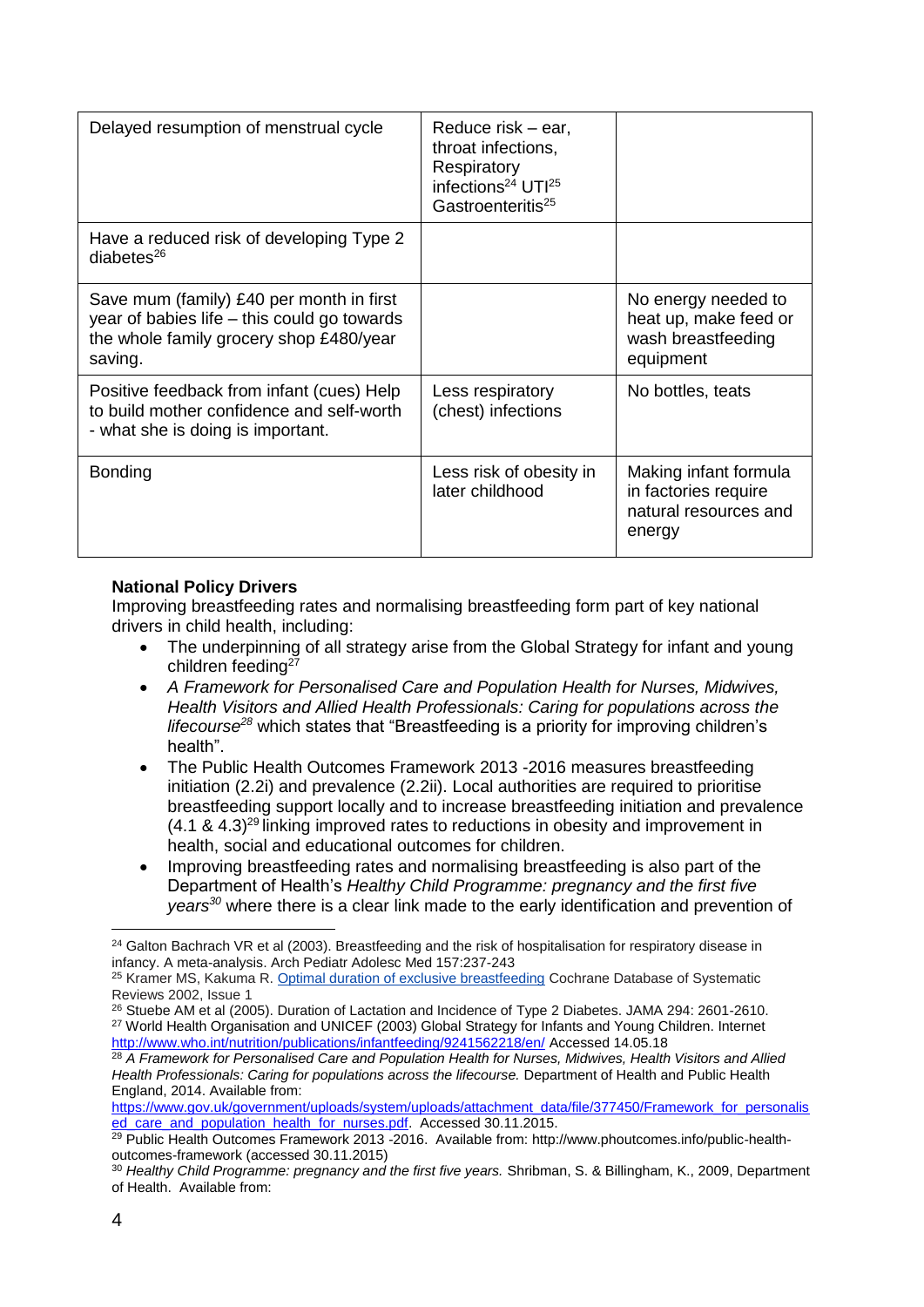| | | |
|---|---|---|
| Delayed resumption of menstrual cycle | Reduce risk – ear, throat infections, Respiratory infections[24] UTI[25] Gastroenteritis[25] | |
| Have a reduced risk of developing Type 2 diabetes[26] | | |
| Save mum (family) £40 per month in first year of babies life – this could go towards the whole family grocery shop £480/year saving. | | No energy needed to heat up, make feed or wash breastfeeding equipment |
| Positive feedback from infant (cues) Help to build mother confidence and self-worth - what she is doing is important. | Less respiratory (chest) infections | No bottles, teats |
| Bonding | Less risk of obesity in later childhood | Making infant formula in factories require natural resources and energy |

**National Policy Drivers**

Improving breastfeeding rates and normalising breastfeeding form part of key national drivers in child health, including:

- The underpinning of all strategy arise from the Global Strategy for infant and young children feeding[27]
- *A Framework for Personalised Care and Population Health for Nurses, Midwives, Health Visitors and Allied Health Professionals: Caring for populations across the lifecourse[28]* which states that "Breastfeeding is a priority for improving children's health".
- The Public Health Outcomes Framework 2013 -2016 measures breastfeeding initiation (2.2i) and prevalence (2.2ii). Local authorities are required to prioritise breastfeeding support locally and to increase breastfeeding initiation and prevalence (4.1 & 4.3)[29] linking improved rates to reductions in obesity and improvement in health, social and educational outcomes for children.
- Improving breastfeeding rates and normalising breastfeeding is also part of the Department of Health's *Healthy Child Programme: pregnancy and the first five years[30]* where there is a clear link made to the early identification and prevention of

---

[24] Galton Bachrach VR et al (2003). Breastfeeding and the risk of hospitalisation for respiratory disease in infancy. A meta-analysis. Arch Pediatr Adolesc Med 157:237-243

[25] Kramer MS, Kakuma R. Optimal duration of exclusive breastfeeding Cochrane Database of Systematic Reviews 2002, Issue 1

[26] Stuebe AM et al (2005). Duration of Lactation and Incidence of Type 2 Diabetes. JAMA 294: 2601-2610.

[27] World Health Organisation and UNICEF (2003) Global Strategy for Infants and Young Children. Internet http://www.who.int/nutrition/publications/infantfeeding/9241562218/en/ Accessed 14.05.18

[28] *A Framework for Personalised Care and Population Health for Nurses, Midwives, Health Visitors and Allied Health Professionals: Caring for populations across the lifecourse.* Department of Health and Public Health England, 2014. Available from: https://www.gov.uk/government/uploads/system/uploads/attachment_data/file/377450/Framework_for_personalised_care_and_population_health_for_nurses.pdf. Accessed 30.11.2015.

[29] Public Health Outcomes Framework 2013 -2016. Available from: http://www.phoutcomes.info/public-health-outcomes-framework (accessed 30.11.2015)

[30] *Healthy Child Programme: pregnancy and the first five years.* Shribman, S. & Billingham, K., 2009, Department of Health. Available from: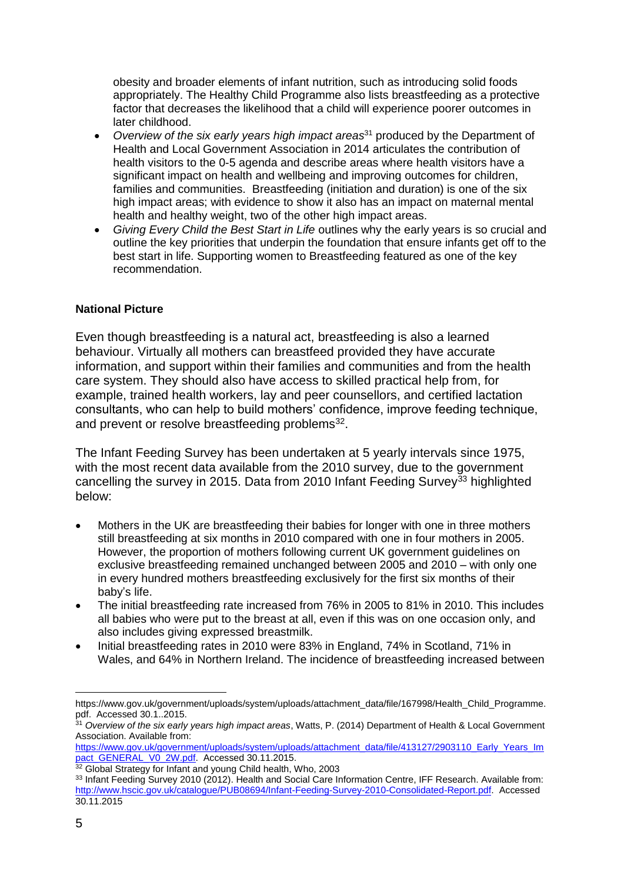obesity and broader elements of infant nutrition, such as introducing solid foods appropriately. The Healthy Child Programme also lists breastfeeding as a protective factor that decreases the likelihood that a child will experience poorer outcomes in later childhood.

- *Overview of the six early years high impact areas*[31] produced by the Department of Health and Local Government Association in 2014 articulates the contribution of health visitors to the 0-5 agenda and describe areas where health visitors have a significant impact on health and wellbeing and improving outcomes for children, families and communities. Breastfeeding (initiation and duration) is one of the six high impact areas; with evidence to show it also has an impact on maternal mental health and healthy weight, two of the other high impact areas.
- *Giving Every Child the Best Start in Life* outlines why the early years is so crucial and outline the key priorities that underpin the foundation that ensure infants get off to the best start in life. Supporting women to Breastfeeding featured as one of the key recommendation.

**National Picture**

Even though breastfeeding is a natural act, breastfeeding is also a learned behaviour. Virtually all mothers can breastfeed provided they have accurate information, and support within their families and communities and from the health care system. They should also have access to skilled practical help from, for example, trained health workers, lay and peer counsellors, and certified lactation consultants, who can help to build mothers' confidence, improve feeding technique, and prevent or resolve breastfeeding problems[32].

The Infant Feeding Survey has been undertaken at 5 yearly intervals since 1975, with the most recent data available from the 2010 survey, due to the government cancelling the survey in 2015. Data from 2010 Infant Feeding Survey[33] highlighted below:

- Mothers in the UK are breastfeeding their babies for longer with one in three mothers still breastfeeding at six months in 2010 compared with one in four mothers in 2005. However, the proportion of mothers following current UK government guidelines on exclusive breastfeeding remained unchanged between 2005 and 2010 – with only one in every hundred mothers breastfeeding exclusively for the first six months of their baby's life.
- The initial breastfeeding rate increased from 76% in 2005 to 81% in 2010. This includes all babies who were put to the breast at all, even if this was on one occasion only, and also includes giving expressed breastmilk.
- Initial breastfeeding rates in 2010 were 83% in England, 74% in Scotland, 71% in Wales, and 64% in Northern Ireland. The incidence of breastfeeding increased between

---

https://www.gov.uk/government/uploads/system/uploads/attachment_data/file/167998/Health_Child_Programme.pdf. Accessed 30.1..2015.

[31] *Overview of the six early years high impact areas*, Watts, P. (2014) Department of Health & Local Government Association. Available from: https://www.gov.uk/government/uploads/system/uploads/attachment_data/file/413127/2903110_Early_Years_Impact_GENERAL_V0_2W.pdf. Accessed 30.11.2015.

[32] Global Strategy for Infant and young Child health, Who, 2003

[33] Infant Feeding Survey 2010 (2012). Health and Social Care Information Centre, IFF Research. Available from: http://www.hscic.gov.uk/catalogue/PUB08694/Infant-Feeding-Survey-2010-Consolidated-Report.pdf. Accessed 30.11.2015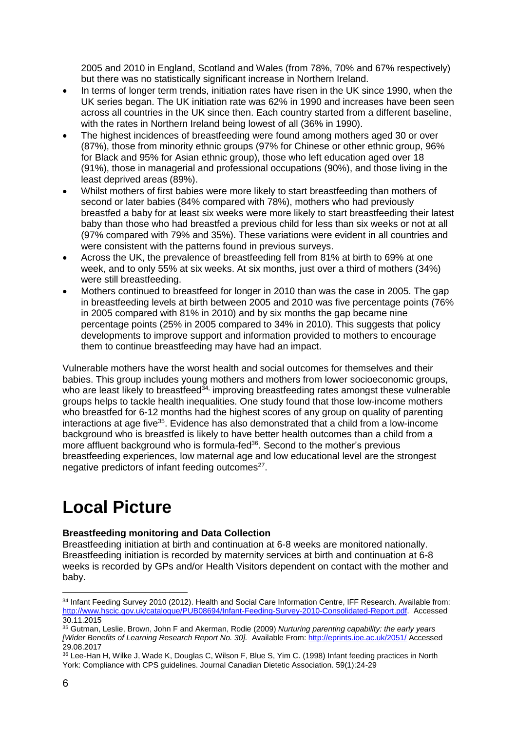2005 and 2010 in England, Scotland and Wales (from 78%, 70% and 67% respectively) but there was no statistically significant increase in Northern Ireland.

- In terms of longer term trends, initiation rates have risen in the UK since 1990, when the UK series began. The UK initiation rate was 62% in 1990 and increases have been seen across all countries in the UK since then. Each country started from a different baseline, with the rates in Northern Ireland being lowest of all (36% in 1990).
- The highest incidences of breastfeeding were found among mothers aged 30 or over (87%), those from minority ethnic groups (97% for Chinese or other ethnic group, 96% for Black and 95% for Asian ethnic group), those who left education aged over 18 (91%), those in managerial and professional occupations (90%), and those living in the least deprived areas (89%).
- Whilst mothers of first babies were more likely to start breastfeeding than mothers of second or later babies (84% compared with 78%), mothers who had previously breastfed a baby for at least six weeks were more likely to start breastfeeding their latest baby than those who had breastfed a previous child for less than six weeks or not at all (97% compared with 79% and 35%). These variations were evident in all countries and were consistent with the patterns found in previous surveys.
- Across the UK, the prevalence of breastfeeding fell from 81% at birth to 69% at one week, and to only 55% at six weeks. At six months, just over a third of mothers (34%) were still breastfeeding.
- Mothers continued to breastfeed for longer in 2010 than was the case in 2005. The gap in breastfeeding levels at birth between 2005 and 2010 was five percentage points (76% in 2005 compared with 81% in 2010) and by six months the gap became nine percentage points (25% in 2005 compared to 34% in 2010). This suggests that policy developments to improve support and information provided to mothers to encourage them to continue breastfeeding may have had an impact.

Vulnerable mothers have the worst health and social outcomes for themselves and their babies. This group includes young mothers and mothers from lower socioeconomic groups, who are least likely to breastfeed[34,] improving breastfeeding rates amongst these vulnerable groups helps to tackle health inequalities. One study found that those low-income mothers who breastfed for 6-12 months had the highest scores of any group on quality of parenting interactions at age five[35]. Evidence has also demonstrated that a child from a low-income background who is breastfed is likely to have better health outcomes than a child from a more affluent background who is formula-fed[36]. Second to the mother's previous breastfeeding experiences, low maternal age and low educational level are the strongest negative predictors of infant feeding outcomes[27].

# Local Picture

**Breastfeeding monitoring and Data Collection**

Breastfeeding initiation at birth and continuation at 6-8 weeks are monitored nationally. Breastfeeding initiation is recorded by maternity services at birth and continuation at 6-8 weeks is recorded by GPs and/or Health Visitors dependent on contact with the mother and baby.

---

[34] Infant Feeding Survey 2010 (2012). Health and Social Care Information Centre, IFF Research. Available from: http://www.hscic.gov.uk/catalogue/PUB08694/Infant-Feeding-Survey-2010-Consolidated-Report.pdf. Accessed 30.11.2015

[35] Gutman, Leslie, Brown, John F and Akerman, Rodie (2009) *Nurturing parenting capability: the early years [Wider Benefits of Learning Research Report No. 30].* Available From: http://eprints.ioe.ac.uk/2051/ Accessed 29.08.2017

[36] Lee-Han H, Wilke J, Wade K, Douglas C, Wilson F, Blue S, Yim C. (1998) Infant feeding practices in North York: Compliance with CPS guidelines. Journal Canadian Dietetic Association. 59(1):24-29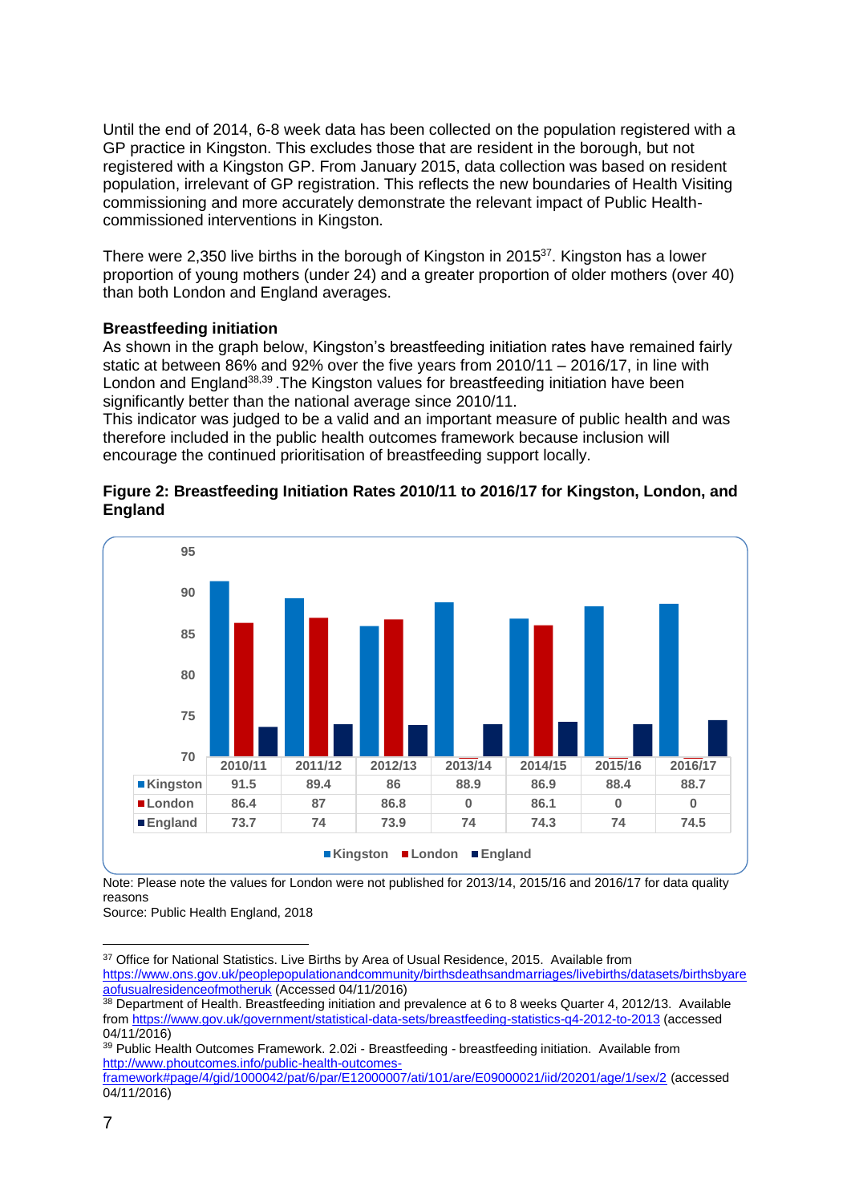Until the end of 2014, 6-8 week data has been collected on the population registered with a GP practice in Kingston. This excludes those that are resident in the borough, but not registered with a Kingston GP. From January 2015, data collection was based on resident population, irrelevant of GP registration. This reflects the new boundaries of Health Visiting commissioning and more accurately demonstrate the relevant impact of Public Health-commissioned interventions in Kingston.

There were 2,350 live births in the borough of Kingston in 2015[37]. Kingston has a lower proportion of young mothers (under 24) and a greater proportion of older mothers (over 40) than both London and England averages.

**Breastfeeding initiation**

As shown in the graph below, Kingston's breastfeeding initiation rates have remained fairly static at between 86% and 92% over the five years from 2010/11 – 2016/17, in line with London and England[38,39]. The Kingston values for breastfeeding initiation have been significantly better than the national average since 2010/11.

This indicator was judged to be a valid and an important measure of public health and was therefore included in the public health outcomes framework because inclusion will encourage the continued prioritisation of breastfeeding support locally.

**Figure 2: Breastfeeding Initiation Rates 2010/11 to 2016/17 for Kingston, London, and England**

| | 2010/11 | 2011/12 | 2012/13 | 2013/14 | 2014/15 | 2015/16 | 2016/17 |
|---|---|---|---|---|---|---|---|
| Kingston | 91.5 | 89.4 | 86 | 88.9 | 86.9 | 88.4 | 88.7 |
| London | 86.4 | 87 | 86.8 | 0 | 86.1 | 0 | 0 |
| England | 73.7 | 74 | 73.9 | 74 | 74.3 | 74 | 74.5 |

Note: Please note the values for London were not published for 2013/14, 2015/16 and 2016/17 for data quality reasons

Source: Public Health England, 2018

---

[37] Office for National Statistics. Live Births by Area of Usual Residence, 2015. Available from https://www.ons.gov.uk/peoplepopulationandcommunity/birthsdeathsandmarriages/livebirths/datasets/birthsbyareaofusualresidenceofmotheruk (Accessed 04/11/2016)

[38] Department of Health. Breastfeeding initiation and prevalence at 6 to 8 weeks Quarter 4, 2012/13. Available from https://www.gov.uk/government/statistical-data-sets/breastfeeding-statistics-q4-2012-to-2013 (accessed 04/11/2016)

[39] Public Health Outcomes Framework. 2.02i - Breastfeeding - breastfeeding initiation. Available from http://www.phoutcomes.info/public-health-outcomes-framework#page/4/gid/1000042/pat/6/par/E12000007/ati/101/are/E09000021/iid/20201/age/1/sex/2 (accessed 04/11/2016)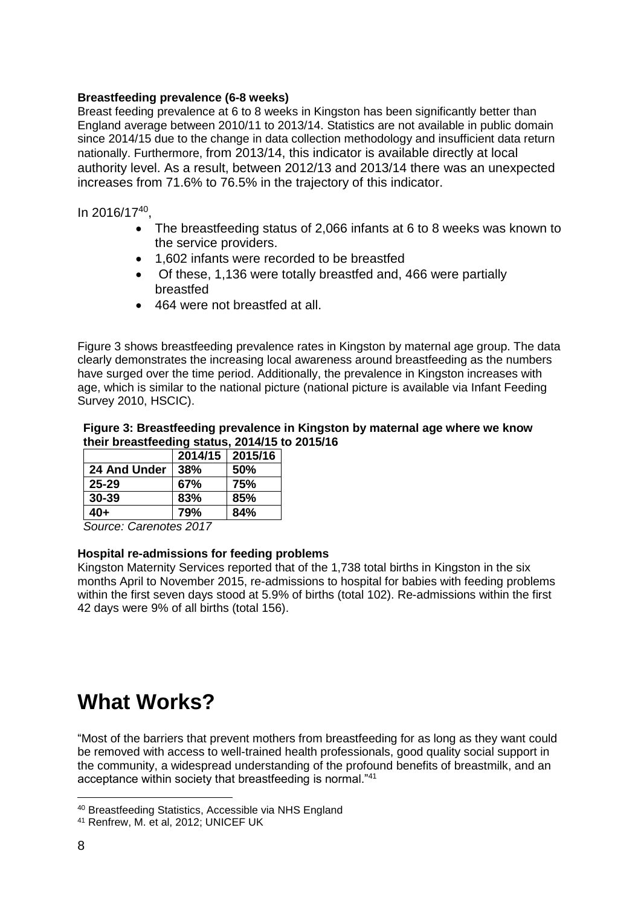**Breastfeeding prevalence (6-8 weeks)**

Breast feeding prevalence at 6 to 8 weeks in Kingston has been significantly better than England average between 2010/11 to 2013/14. Statistics are not available in public domain since 2014/15 due to the change in data collection methodology and insufficient data return nationally. Furthermore, from 2013/14, this indicator is available directly at local authority level. As a result, between 2012/13 and 2013/14 there was an unexpected increases from 71.6% to 76.5% in the trajectory of this indicator.

In 2016/17[40],

- The breastfeeding status of 2,066 infants at 6 to 8 weeks was known to the service providers.
- 1,602 infants were recorded to be breastfed
- Of these, 1,136 were totally breastfed and, 466 were partially breastfed
- 464 were not breastfed at all.

Figure 3 shows breastfeeding prevalence rates in Kingston by maternal age group. The data clearly demonstrates the increasing local awareness around breastfeeding as the numbers have surged over the time period. Additionally, the prevalence in Kingston increases with age, which is similar to the national picture (national picture is available via Infant Feeding Survey 2010, HSCIC).

**Figure 3: Breastfeeding prevalence in Kingston by maternal age where we know their breastfeeding status, 2014/15 to 2015/16**

| | **2014/15** | **2015/16** |
|---|---|---|
| **24 And Under** | **38%** | **50%** |
| **25-29** | **67%** | **75%** |
| **30-39** | **83%** | **85%** |
| **40+** | **79%** | **84%** |

*Source: Carenotes 2017*

**Hospital re-admissions for feeding problems**

Kingston Maternity Services reported that of the 1,738 total births in Kingston in the six months April to November 2015, re-admissions to hospital for babies with feeding problems within the first seven days stood at 5.9% of births (total 102). Re-admissions within the first 42 days were 9% of all births (total 156).

# What Works?

"Most of the barriers that prevent mothers from breastfeeding for as long as they want could be removed with access to well-trained health professionals, good quality social support in the community, a widespread understanding of the profound benefits of breastmilk, and an acceptance within society that breastfeeding is normal."[41]

[40] Breastfeeding Statistics, Accessible via NHS England

[41] Renfrew, M. et al, 2012; UNICEF UK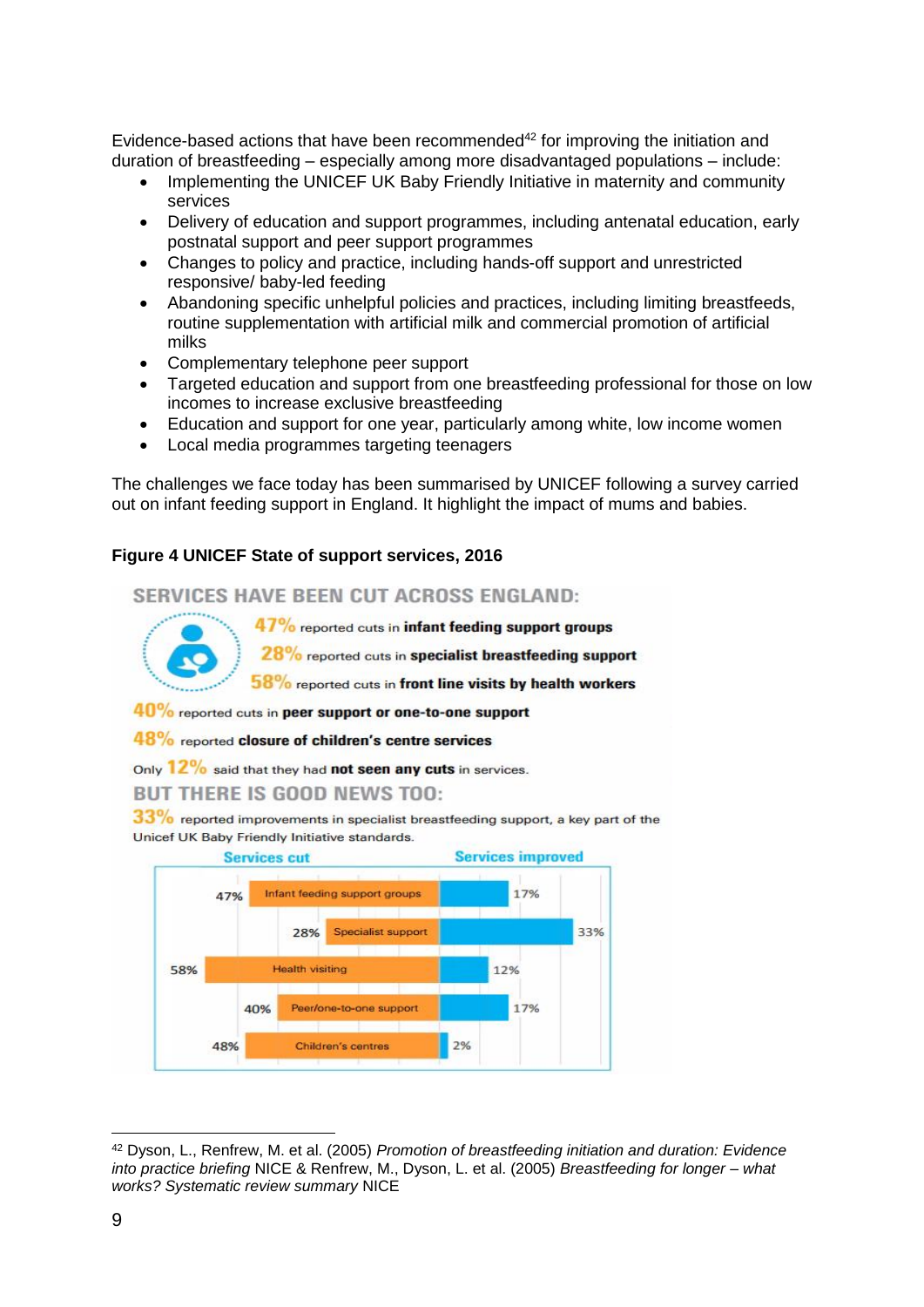Evidence-based actions that have been recommended[42] for improving the initiation and duration of breastfeeding – especially among more disadvantaged populations – include:

- Implementing the UNICEF UK Baby Friendly Initiative in maternity and community services
- Delivery of education and support programmes, including antenatal education, early postnatal support and peer support programmes
- Changes to policy and practice, including hands-off support and unrestricted responsive/ baby-led feeding
- Abandoning specific unhelpful policies and practices, including limiting breastfeeds, routine supplementation with artificial milk and commercial promotion of artificial milks
- Complementary telephone peer support
- Targeted education and support from one breastfeeding professional for those on low incomes to increase exclusive breastfeeding
- Education and support for one year, particularly among white, low income women
- Local media programmes targeting teenagers

The challenges we face today has been summarised by UNICEF following a survey carried out on infant feeding support in England. It highlight the impact of mums and babies.

**Figure 4 UNICEF State of support services, 2016**

SERVICES HAVE BEEN CUT ACROSS ENGLAND:

47% reported cuts in **infant feeding support groups**

28% reported cuts in **specialist breastfeeding support**

58% reported cuts in **front line visits by health workers**

40% reported cuts in **peer support or one-to-one support**

48% reported **closure of children's centre services**

Only 12% said that they had **not seen any cuts** in services.

BUT THERE IS GOOD NEWS TOO:

33% reported improvements in specialist breastfeeding support, a key part of the Unicef UK Baby Friendly Initiative standards.

| Service | Services cut | Services improved |
|---|---|---|
| Infant feeding support groups | 47% | 17% |
| Specialist support | 28% | 33% |
| Health visiting | 58% | 12% |
| Peer/one-to-one support | 40% | 17% |
| Children's centres | 48% | 2% |

[42] Dyson, L., Renfrew, M. et al. (2005) *Promotion of breastfeeding initiation and duration: Evidence into practice briefing* NICE & Renfrew, M., Dyson, L. et al. (2005) *Breastfeeding for longer – what works? Systematic review summary* NICE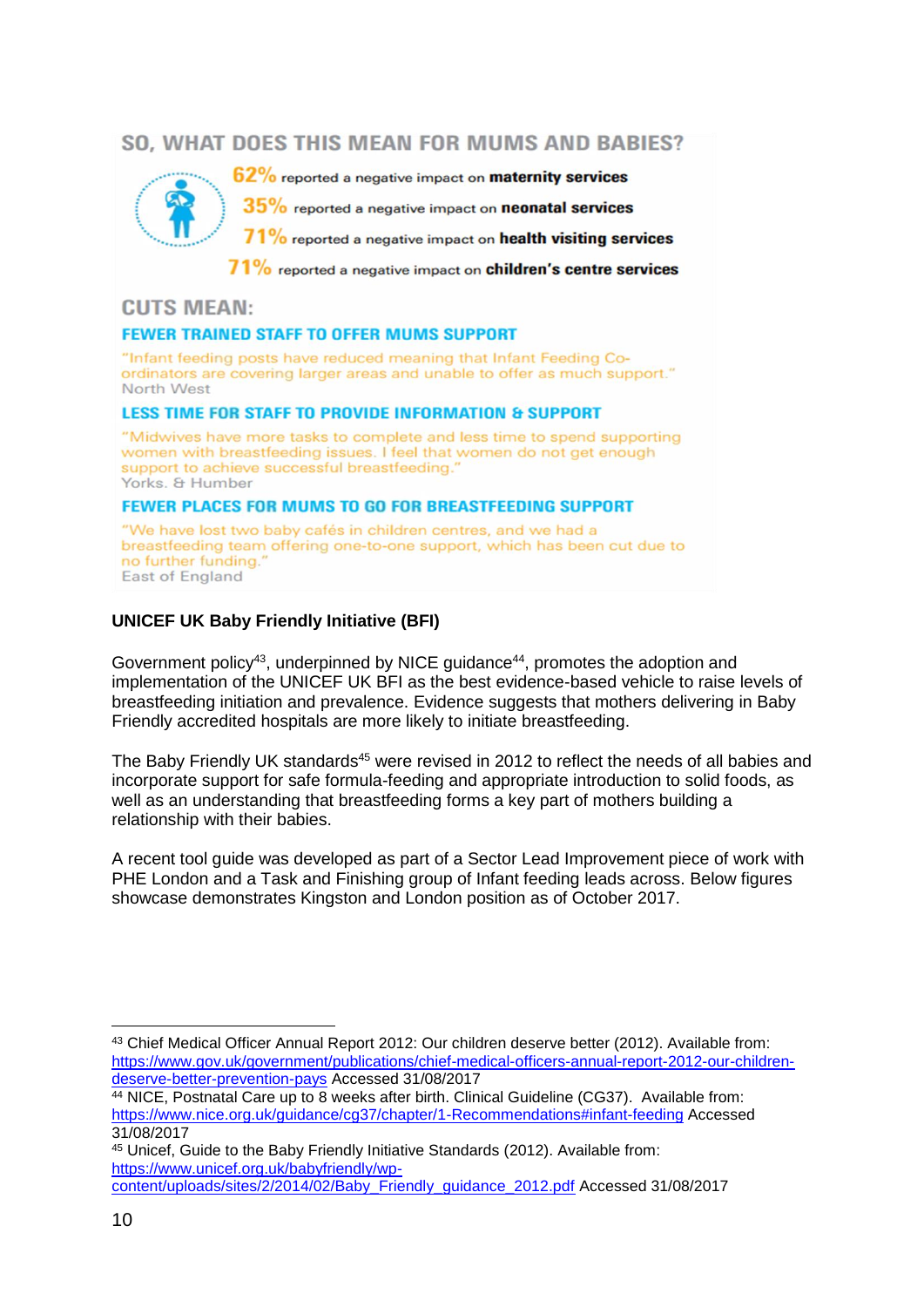## SO, WHAT DOES THIS MEAN FOR MUMS AND BABIES?

**62%** reported a negative impact on **maternity services**

**35%** reported a negative impact on **neonatal services**

**71%** reported a negative impact on **health visiting services**

**71%** reported a negative impact on **children's centre services**

## CUTS MEAN:

### FEWER TRAINED STAFF TO OFFER MUMS SUPPORT

"Infant feeding posts have reduced meaning that Infant Feeding Co-ordinators are covering larger areas and unable to offer as much support."
North West

### LESS TIME FOR STAFF TO PROVIDE INFORMATION & SUPPORT

"Midwives have more tasks to complete and less time to spend supporting women with breastfeeding issues. I feel that women do not get enough support to achieve successful breastfeeding."
Yorks. & Humber

### FEWER PLACES FOR MUMS TO GO FOR BREASTFEEDING SUPPORT

"We have lost two baby cafés in children centres, and we had a breastfeeding team offering one-to-one support, which has been cut due to no further funding."
East of England

**UNICEF UK Baby Friendly Initiative (BFI)**

Government policy[43], underpinned by NICE guidance[44], promotes the adoption and implementation of the UNICEF UK BFI as the best evidence-based vehicle to raise levels of breastfeeding initiation and prevalence. Evidence suggests that mothers delivering in Baby Friendly accredited hospitals are more likely to initiate breastfeeding.

The Baby Friendly UK standards[45] were revised in 2012 to reflect the needs of all babies and incorporate support for safe formula-feeding and appropriate introduction to solid foods, as well as an understanding that breastfeeding forms a key part of mothers building a relationship with their babies.

A recent tool guide was developed as part of a Sector Lead Improvement piece of work with PHE London and a Task and Finishing group of Infant feeding leads across. Below figures showcase demonstrates Kingston and London position as of October 2017.

---

[43] Chief Medical Officer Annual Report 2012: Our children deserve better (2012). Available from: https://www.gov.uk/government/publications/chief-medical-officers-annual-report-2012-our-children-deserve-better-prevention-pays Accessed 31/08/2017

[44] NICE, Postnatal Care up to 8 weeks after birth. Clinical Guideline (CG37). Available from: https://www.nice.org.uk/guidance/cg37/chapter/1-Recommendations#infant-feeding Accessed 31/08/2017

[45] Unicef, Guide to the Baby Friendly Initiative Standards (2012). Available from: https://www.unicef.org.uk/babyfriendly/wp-content/uploads/sites/2/2014/02/Baby_Friendly_guidance_2012.pdf Accessed 31/08/2017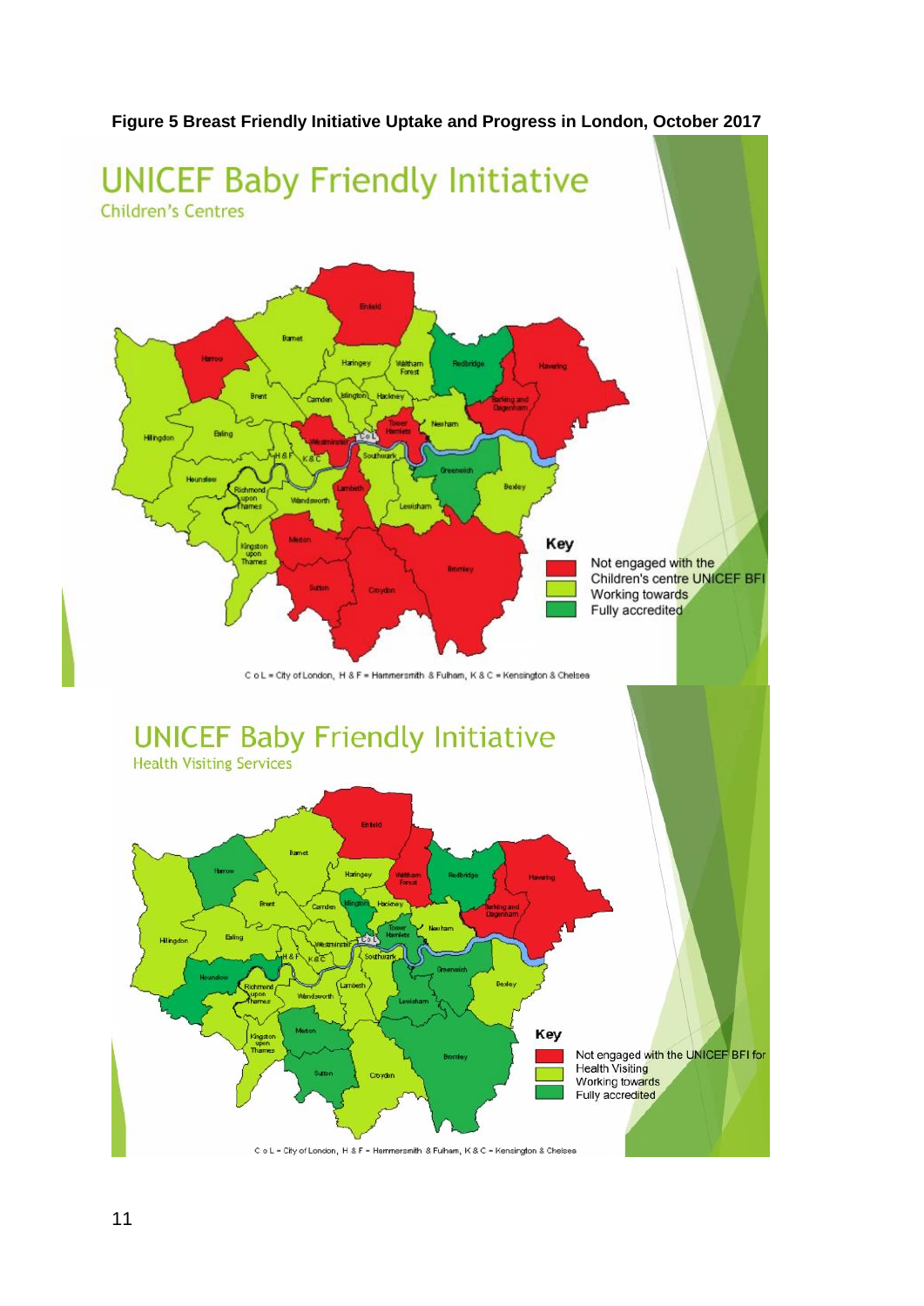**Figure 5 Breast Friendly Initiative Uptake and Progress in London, October 2017**

## UNICEF Baby Friendly Initiative

Children's Centres

Key

- Not engaged with the Children's centre UNICEF BFI
- Working towards
- Fully accredited

C o L = City of London, H & F = Hammersmith & Fulham, K & C = Kensington & Chelsea

## UNICEF Baby Friendly Initiative

Health Visiting Services

Key

- Not engaged with the UNICEF BFI for Health Visiting
- Working towards
- Fully accredited

C o L = City of London, H & F = Hammersmith & Fulham, K & C = Kensington & Chelsea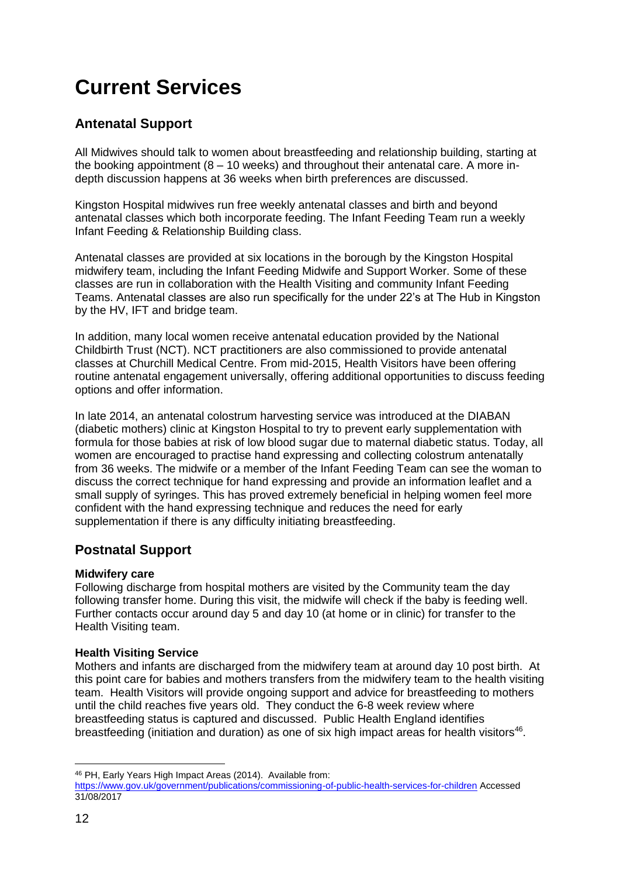# Current Services

## Antenatal Support

All Midwives should talk to women about breastfeeding and relationship building, starting at the booking appointment (8 – 10 weeks) and throughout their antenatal care. A more in-depth discussion happens at 36 weeks when birth preferences are discussed.

Kingston Hospital midwives run free weekly antenatal classes and birth and beyond antenatal classes which both incorporate feeding. The Infant Feeding Team run a weekly Infant Feeding & Relationship Building class.

Antenatal classes are provided at six locations in the borough by the Kingston Hospital midwifery team, including the Infant Feeding Midwife and Support Worker. Some of these classes are run in collaboration with the Health Visiting and community Infant Feeding Teams. Antenatal classes are also run specifically for the under 22's at The Hub in Kingston by the HV, IFT and bridge team.

In addition, many local women receive antenatal education provided by the National Childbirth Trust (NCT). NCT practitioners are also commissioned to provide antenatal classes at Churchill Medical Centre. From mid-2015, Health Visitors have been offering routine antenatal engagement universally, offering additional opportunities to discuss feeding options and offer information.

In late 2014, an antenatal colostrum harvesting service was introduced at the DIABAN (diabetic mothers) clinic at Kingston Hospital to try to prevent early supplementation with formula for those babies at risk of low blood sugar due to maternal diabetic status. Today, all women are encouraged to practise hand expressing and collecting colostrum antenatally from 36 weeks. The midwife or a member of the Infant Feeding Team can see the woman to discuss the correct technique for hand expressing and provide an information leaflet and a small supply of syringes. This has proved extremely beneficial in helping women feel more confident with the hand expressing technique and reduces the need for early supplementation if there is any difficulty initiating breastfeeding.

## Postnatal Support

**Midwifery care**
Following discharge from hospital mothers are visited by the Community team the day following transfer home. During this visit, the midwife will check if the baby is feeding well. Further contacts occur around day 5 and day 10 (at home or in clinic) for transfer to the Health Visiting team.

**Health Visiting Service**
Mothers and infants are discharged from the midwifery team at around day 10 post birth. At this point care for babies and mothers transfers from the midwifery team to the health visiting team. Health Visitors will provide ongoing support and advice for breastfeeding to mothers until the child reaches five years old. They conduct the 6-8 week review where breastfeeding status is captured and discussed. Public Health England identifies breastfeeding (initiation and duration) as one of six high impact areas for health visitors[46].

[46] PH, Early Years High Impact Areas (2014). Available from: https://www.gov.uk/government/publications/commissioning-of-public-health-services-for-children Accessed 31/08/2017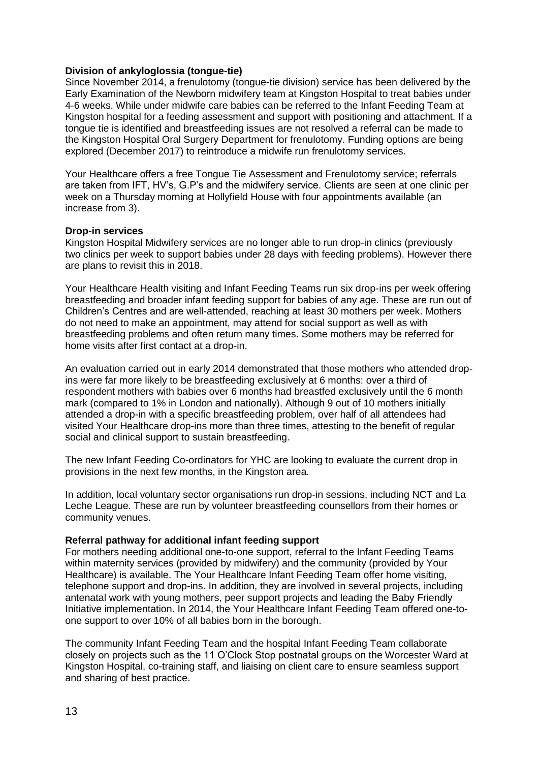**Division of ankyloglossia (tongue-tie)**

Since November 2014, a frenulotomy (tongue-tie division) service has been delivered by the Early Examination of the Newborn midwifery team at Kingston Hospital to treat babies under 4-6 weeks. While under midwife care babies can be referred to the Infant Feeding Team at Kingston hospital for a feeding assessment and support with positioning and attachment. If a tongue tie is identified and breastfeeding issues are not resolved a referral can be made to the Kingston Hospital Oral Surgery Department for frenulotomy. Funding options are being explored (December 2017) to reintroduce a midwife run frenulotomy services.

Your Healthcare offers a free Tongue Tie Assessment and Frenulotomy service; referrals are taken from IFT, HV's, G.P's and the midwifery service. Clients are seen at one clinic per week on a Thursday morning at Hollyfield House with four appointments available (an increase from 3).

**Drop-in services**

Kingston Hospital Midwifery services are no longer able to run drop-in clinics (previously two clinics per week to support babies under 28 days with feeding problems). However there are plans to revisit this in 2018.

Your Healthcare Health visiting and Infant Feeding Teams run six drop-ins per week offering breastfeeding and broader infant feeding support for babies of any age. These are run out of Children's Centres and are well-attended, reaching at least 30 mothers per week. Mothers do not need to make an appointment, may attend for social support as well as with breastfeeding problems and often return many times. Some mothers may be referred for home visits after first contact at a drop-in.

An evaluation carried out in early 2014 demonstrated that those mothers who attended drop-ins were far more likely to be breastfeeding exclusively at 6 months: over a third of respondent mothers with babies over 6 months had breastfed exclusively until the 6 month mark (compared to 1% in London and nationally). Although 9 out of 10 mothers initially attended a drop-in with a specific breastfeeding problem, over half of all attendees had visited Your Healthcare drop-ins more than three times, attesting to the benefit of regular social and clinical support to sustain breastfeeding.

The new Infant Feeding Co-ordinators for YHC are looking to evaluate the current drop in provisions in the next few months, in the Kingston area.

In addition, local voluntary sector organisations run drop-in sessions, including NCT and La Leche League. These are run by volunteer breastfeeding counsellors from their homes or community venues.

**Referral pathway for additional infant feeding support**

For mothers needing additional one-to-one support, referral to the Infant Feeding Teams within maternity services (provided by midwifery) and the community (provided by Your Healthcare) is available. The Your Healthcare Infant Feeding Team offer home visiting, telephone support and drop-ins. In addition, they are involved in several projects, including antenatal work with young mothers, peer support projects and leading the Baby Friendly Initiative implementation. In 2014, the Your Healthcare Infant Feeding Team offered one-to-one support to over 10% of all babies born in the borough.

The community Infant Feeding Team and the hospital Infant Feeding Team collaborate closely on projects such as the 11 O'Clock Stop postnatal groups on the Worcester Ward at Kingston Hospital, co-training staff, and liaising on client care to ensure seamless support and sharing of best practice.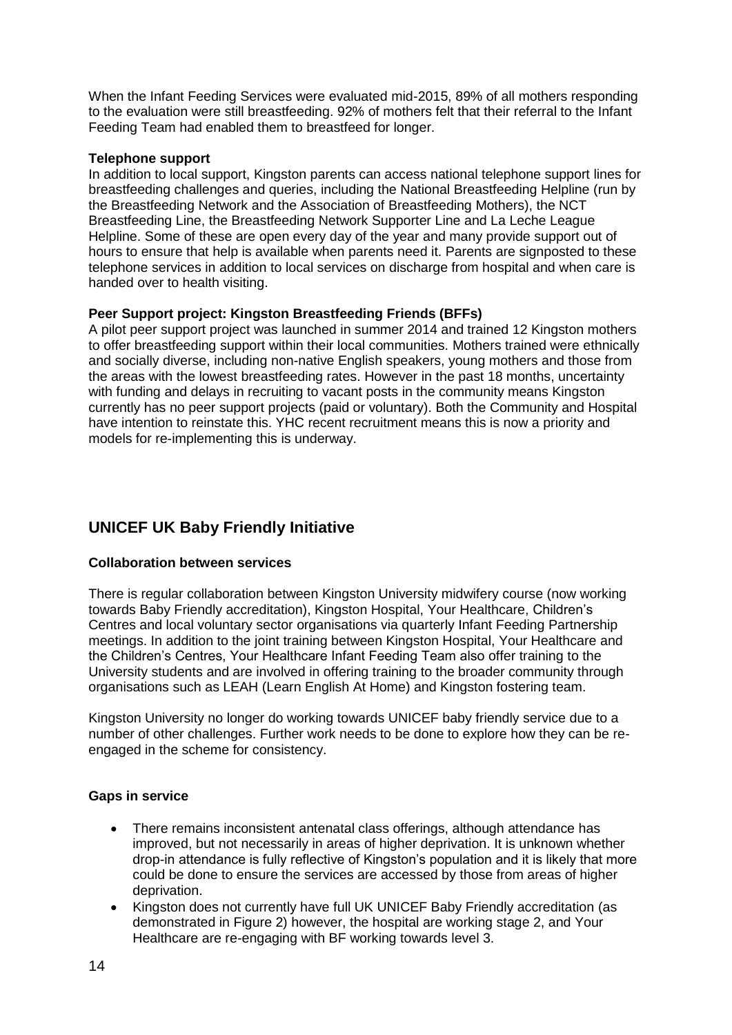When the Infant Feeding Services were evaluated mid-2015, 89% of all mothers responding to the evaluation were still breastfeeding. 92% of mothers felt that their referral to the Infant Feeding Team had enabled them to breastfeed for longer.

**Telephone support**

In addition to local support, Kingston parents can access national telephone support lines for breastfeeding challenges and queries, including the National Breastfeeding Helpline (run by the Breastfeeding Network and the Association of Breastfeeding Mothers), the NCT Breastfeeding Line, the Breastfeeding Network Supporter Line and La Leche League Helpline. Some of these are open every day of the year and many provide support out of hours to ensure that help is available when parents need it. Parents are signposted to these telephone services in addition to local services on discharge from hospital and when care is handed over to health visiting.

**Peer Support project: Kingston Breastfeeding Friends (BFFs)**

A pilot peer support project was launched in summer 2014 and trained 12 Kingston mothers to offer breastfeeding support within their local communities. Mothers trained were ethnically and socially diverse, including non-native English speakers, young mothers and those from the areas with the lowest breastfeeding rates. However in the past 18 months, uncertainty with funding and delays in recruiting to vacant posts in the community means Kingston currently has no peer support projects (paid or voluntary). Both the Community and Hospital have intention to reinstate this. YHC recent recruitment means this is now a priority and models for re-implementing this is underway.

## UNICEF UK Baby Friendly Initiative

**Collaboration between services**

There is regular collaboration between Kingston University midwifery course (now working towards Baby Friendly accreditation), Kingston Hospital, Your Healthcare, Children's Centres and local voluntary sector organisations via quarterly Infant Feeding Partnership meetings. In addition to the joint training between Kingston Hospital, Your Healthcare and the Children's Centres, Your Healthcare Infant Feeding Team also offer training to the University students and are involved in offering training to the broader community through organisations such as LEAH (Learn English At Home) and Kingston fostering team.

Kingston University no longer do working towards UNICEF baby friendly service due to a number of other challenges. Further work needs to be done to explore how they can be re-engaged in the scheme for consistency.

**Gaps in service**

- There remains inconsistent antenatal class offerings, although attendance has improved, but not necessarily in areas of higher deprivation. It is unknown whether drop-in attendance is fully reflective of Kingston's population and it is likely that more could be done to ensure the services are accessed by those from areas of higher deprivation.
- Kingston does not currently have full UK UNICEF Baby Friendly accreditation (as demonstrated in Figure 2) however, the hospital are working stage 2, and Your Healthcare are re-engaging with BF working towards level 3.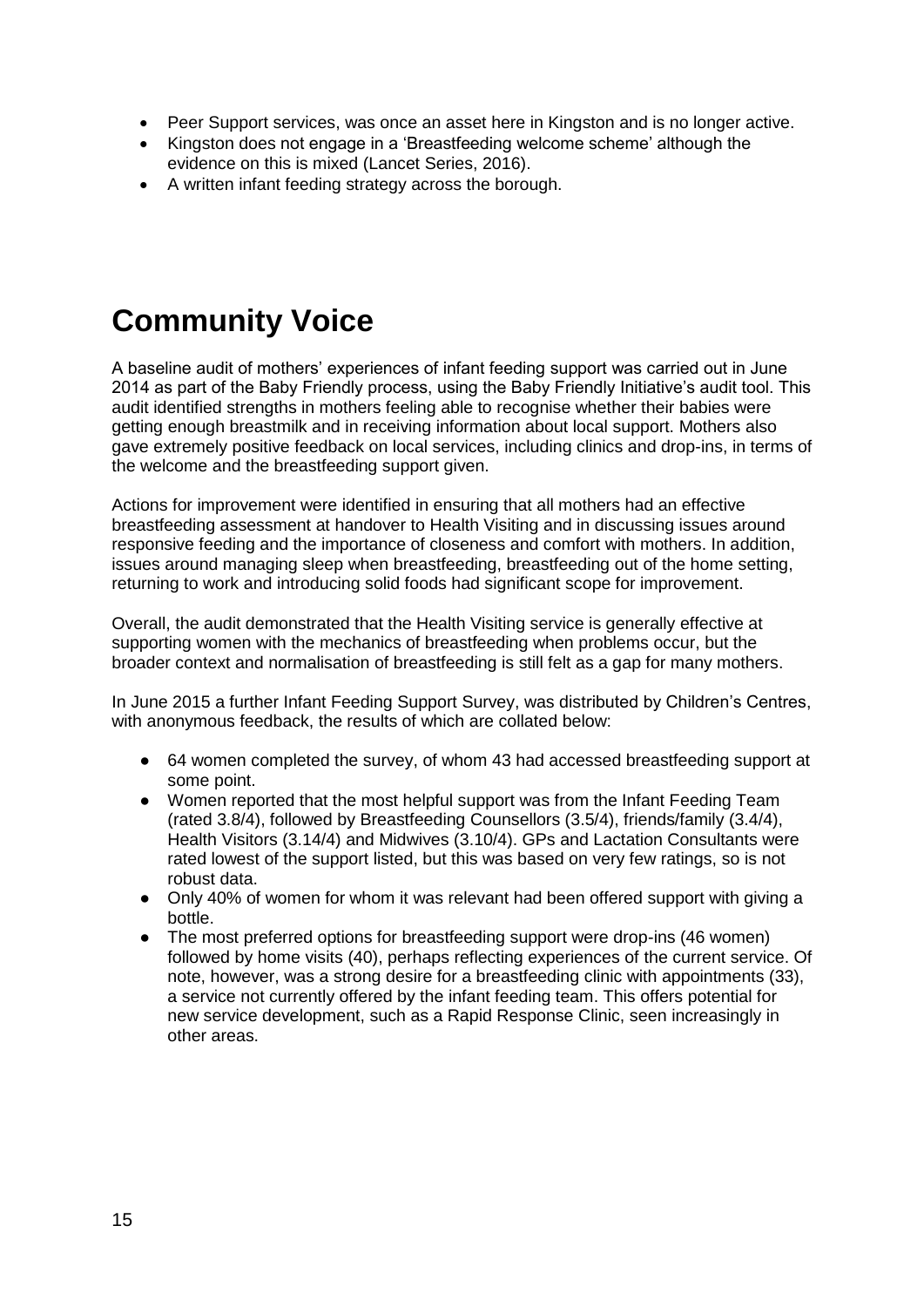- Peer Support services, was once an asset here in Kingston and is no longer active.
- Kingston does not engage in a 'Breastfeeding welcome scheme' although the evidence on this is mixed (Lancet Series, 2016).
- A written infant feeding strategy across the borough.

# Community Voice

A baseline audit of mothers' experiences of infant feeding support was carried out in June 2014 as part of the Baby Friendly process, using the Baby Friendly Initiative's audit tool. This audit identified strengths in mothers feeling able to recognise whether their babies were getting enough breastmilk and in receiving information about local support. Mothers also gave extremely positive feedback on local services, including clinics and drop-ins, in terms of the welcome and the breastfeeding support given.

Actions for improvement were identified in ensuring that all mothers had an effective breastfeeding assessment at handover to Health Visiting and in discussing issues around responsive feeding and the importance of closeness and comfort with mothers. In addition, issues around managing sleep when breastfeeding, breastfeeding out of the home setting, returning to work and introducing solid foods had significant scope for improvement.

Overall, the audit demonstrated that the Health Visiting service is generally effective at supporting women with the mechanics of breastfeeding when problems occur, but the broader context and normalisation of breastfeeding is still felt as a gap for many mothers.

In June 2015 a further Infant Feeding Support Survey, was distributed by Children's Centres, with anonymous feedback, the results of which are collated below:

- 64 women completed the survey, of whom 43 had accessed breastfeeding support at some point.
- Women reported that the most helpful support was from the Infant Feeding Team (rated 3.8/4), followed by Breastfeeding Counsellors (3.5/4), friends/family (3.4/4), Health Visitors (3.14/4) and Midwives (3.10/4). GPs and Lactation Consultants were rated lowest of the support listed, but this was based on very few ratings, so is not robust data.
- Only 40% of women for whom it was relevant had been offered support with giving a bottle.
- The most preferred options for breastfeeding support were drop-ins (46 women) followed by home visits (40), perhaps reflecting experiences of the current service. Of note, however, was a strong desire for a breastfeeding clinic with appointments (33), a service not currently offered by the infant feeding team. This offers potential for new service development, such as a Rapid Response Clinic, seen increasingly in other areas.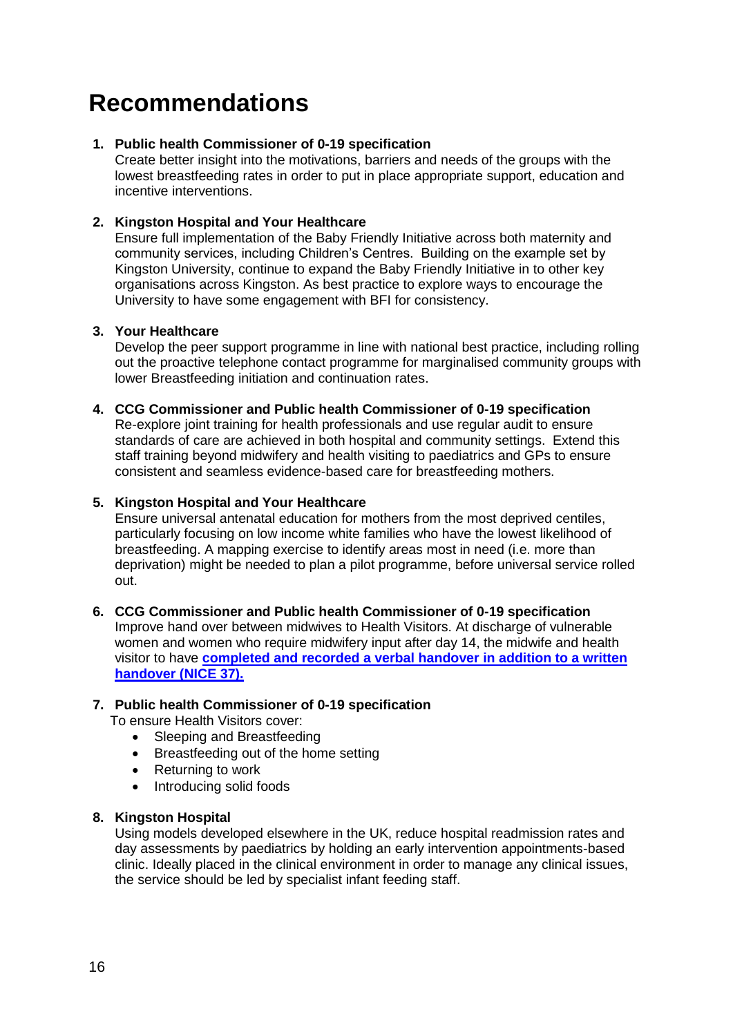# Recommendations

1. **Public health Commissioner of 0-19 specification**
   Create better insight into the motivations, barriers and needs of the groups with the lowest breastfeeding rates in order to put in place appropriate support, education and incentive interventions.

2. **Kingston Hospital and Your Healthcare**
   Ensure full implementation of the Baby Friendly Initiative across both maternity and community services, including Children's Centres. Building on the example set by Kingston University, continue to expand the Baby Friendly Initiative in to other key organisations across Kingston. As best practice to explore ways to encourage the University to have some engagement with BFI for consistency.

3. **Your Healthcare**
   Develop the peer support programme in line with national best practice, including rolling out the proactive telephone contact programme for marginalised community groups with lower Breastfeeding initiation and continuation rates.

4. **CCG Commissioner and Public health Commissioner of 0-19 specification**
   Re-explore joint training for health professionals and use regular audit to ensure standards of care are achieved in both hospital and community settings. Extend this staff training beyond midwifery and health visiting to paediatrics and GPs to ensure consistent and seamless evidence-based care for breastfeeding mothers.

5. **Kingston Hospital and Your Healthcare**
   Ensure universal antenatal education for mothers from the most deprived centiles, particularly focusing on low income white families who have the lowest likelihood of breastfeeding. A mapping exercise to identify areas most in need (i.e. more than deprivation) might be needed to plan a pilot programme, before universal service rolled out.

6. **CCG Commissioner and Public health Commissioner of 0-19 specification**
   Improve hand over between midwives to Health Visitors. At discharge of vulnerable women and women who require midwifery input after day 14, the midwife and health visitor to have **completed and recorded a verbal handover in addition to a written handover (NICE 37).**

7. **Public health Commissioner of 0-19 specification**
   To ensure Health Visitors cover:
   - Sleeping and Breastfeeding
   - Breastfeeding out of the home setting
   - Returning to work
   - Introducing solid foods

8. **Kingston Hospital**
   Using models developed elsewhere in the UK, reduce hospital readmission rates and day assessments by paediatrics by holding an early intervention appointments-based clinic. Ideally placed in the clinical environment in order to manage any clinical issues, the service should be led by specialist infant feeding staff.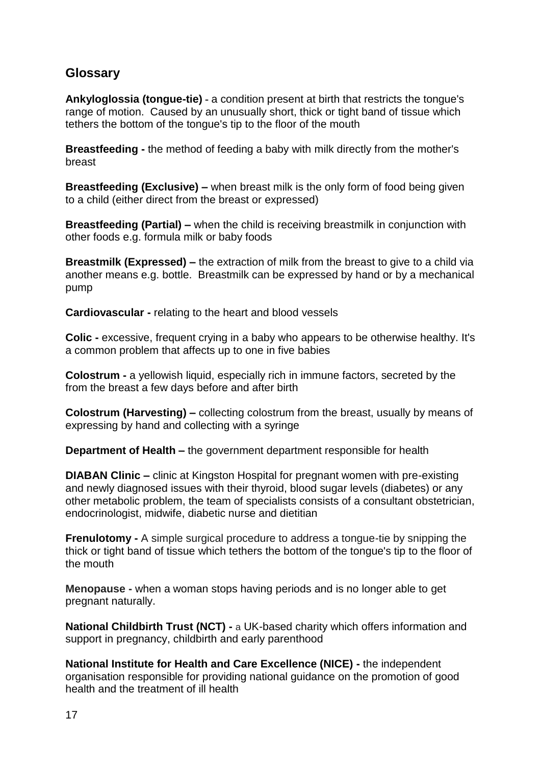## Glossary

**Ankyloglossia (tongue-tie)** - a condition present at birth that restricts the tongue's range of motion. Caused by an unusually short, thick or tight band of tissue which tethers the bottom of the tongue's tip to the floor of the mouth

**Breastfeeding -** the method of feeding a baby with milk directly from the mother's breast

**Breastfeeding (Exclusive) –** when breast milk is the only form of food being given to a child (either direct from the breast or expressed)

**Breastfeeding (Partial) –** when the child is receiving breastmilk in conjunction with other foods e.g. formula milk or baby foods

**Breastmilk (Expressed) –** the extraction of milk from the breast to give to a child via another means e.g. bottle. Breastmilk can be expressed by hand or by a mechanical pump

**Cardiovascular -** relating to the heart and blood vessels

**Colic -** excessive, frequent crying in a baby who appears to be otherwise healthy. It's a common problem that affects up to one in five babies

**Colostrum -** a yellowish liquid, especially rich in immune factors, secreted by the from the breast a few days before and after birth

**Colostrum (Harvesting) –** collecting colostrum from the breast, usually by means of expressing by hand and collecting with a syringe

**Department of Health –** the government department responsible for health

**DIABAN Clinic –** clinic at Kingston Hospital for pregnant women with pre-existing and newly diagnosed issues with their thyroid, blood sugar levels (diabetes) or any other metabolic problem, the team of specialists consists of a consultant obstetrician, endocrinologist, midwife, diabetic nurse and dietitian

**Frenulotomy -** A simple surgical procedure to address a tongue-tie by snipping the thick or tight band of tissue which tethers the bottom of the tongue's tip to the floor of the mouth

**Menopause -** when a woman stops having periods and is no longer able to get pregnant naturally.

**National Childbirth Trust (NCT) -** a UK-based charity which offers information and support in pregnancy, childbirth and early parenthood

**National Institute for Health and Care Excellence (NICE) -** the independent organisation responsible for providing national guidance on the promotion of good health and the treatment of ill health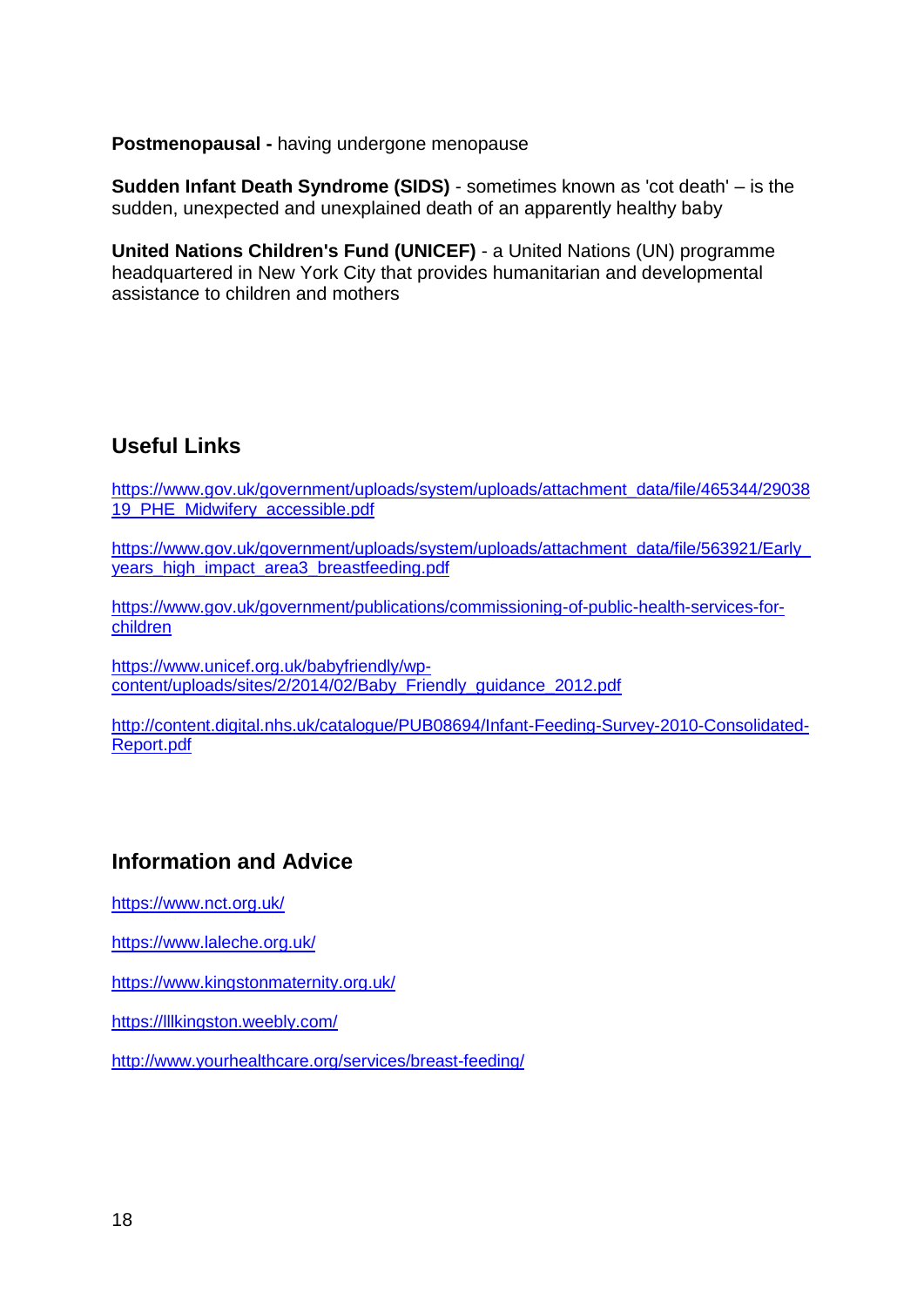**Postmenopausal -** having undergone menopause

**Sudden Infant Death Syndrome (SIDS)** - sometimes known as 'cot death' – is the sudden, unexpected and unexplained death of an apparently healthy baby

**United Nations Children's Fund (UNICEF)** - a United Nations (UN) programme headquartered in New York City that provides humanitarian and developmental assistance to children and mothers

## Useful Links

https://www.gov.uk/government/uploads/system/uploads/attachment_data/file/465344/2903819_PHE_Midwifery_accessible.pdf

https://www.gov.uk/government/uploads/system/uploads/attachment_data/file/563921/Early_years_high_impact_area3_breastfeeding.pdf

https://www.gov.uk/government/publications/commissioning-of-public-health-services-for-children

https://www.unicef.org.uk/babyfriendly/wp-content/uploads/sites/2/2014/02/Baby_Friendly_guidance_2012.pdf

http://content.digital.nhs.uk/catalogue/PUB08694/Infant-Feeding-Survey-2010-Consolidated-Report.pdf

## Information and Advice

https://www.nct.org.uk/

https://www.laleche.org.uk/

https://www.kingstonmaternity.org.uk/

https://lllkingston.weebly.com/

http://www.yourhealthcare.org/services/breast-feeding/